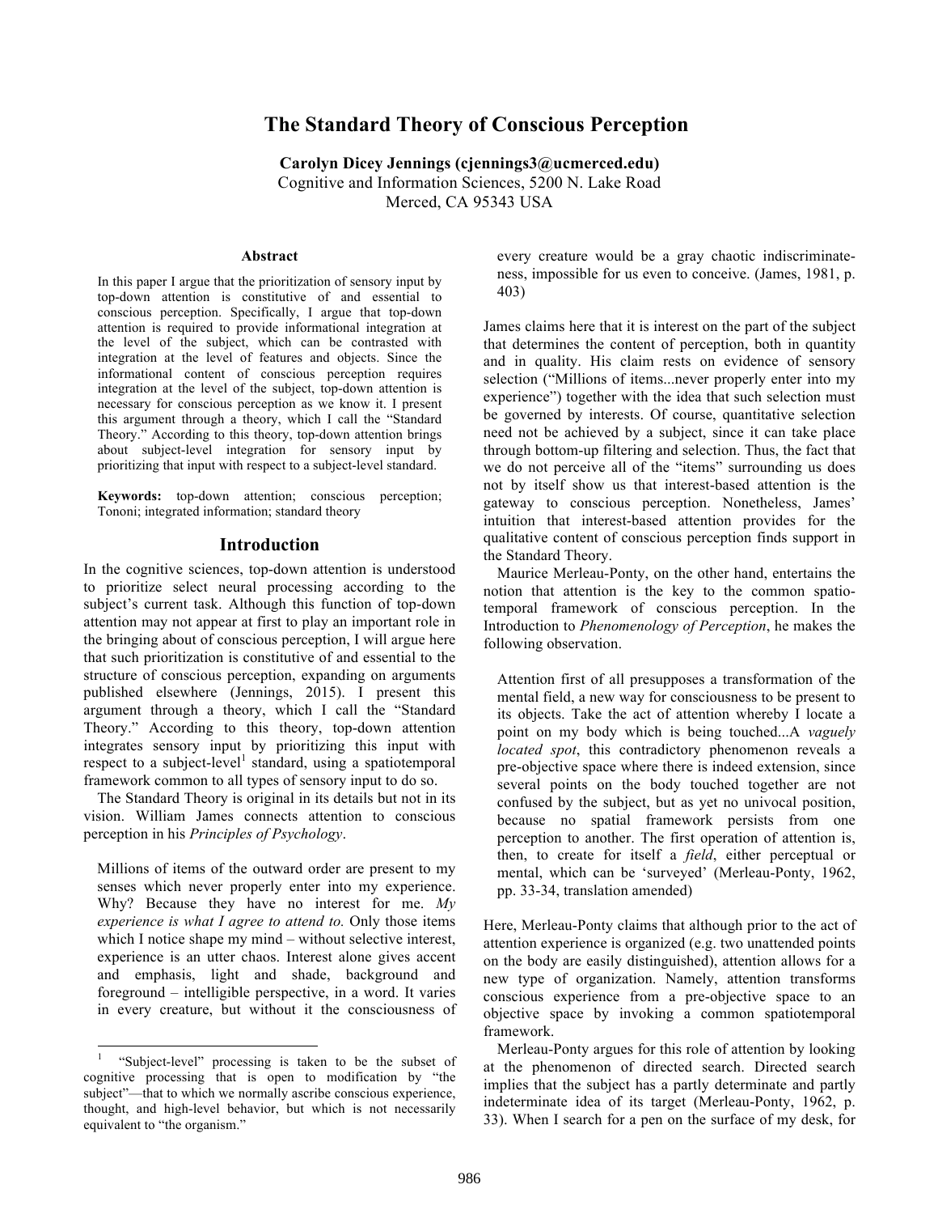# The Standard Theory of Conscious Perception

**Carolyn Dicey Jennings (cjennings3@ucmerced.edu)**
Cognitive and Information Sciences, 5200 N. Lake Road
Merced, CA 95343 USA

## Abstract

In this paper I argue that the prioritization of sensory input by top-down attention is constitutive of and essential to conscious perception. Specifically, I argue that top-down attention is required to provide informational integration at the level of the subject, which can be contrasted with integration at the level of features and objects. Since the informational content of conscious perception requires integration at the level of the subject, top-down attention is necessary for conscious perception as we know it. I present this argument through a theory, which I call the "Standard Theory." According to this theory, top-down attention brings about subject-level integration for sensory input by prioritizing that input with respect to a subject-level standard.

**Keywords:** top-down attention; conscious perception; Tononi; integrated information; standard theory

## Introduction

In the cognitive sciences, top-down attention is understood to prioritize select neural processing according to the subject's current task. Although this function of top-down attention may not appear at first to play an important role in the bringing about of conscious perception, I will argue here that such prioritization is constitutive of and essential to the structure of conscious perception, expanding on arguments published elsewhere (Jennings, 2015). I present this argument through a theory, which I call the "Standard Theory." According to this theory, top-down attention integrates sensory input by prioritizing this input with respect to a subject-level[1] standard, using a spatiotemporal framework common to all types of sensory input to do so.

The Standard Theory is original in its details but not in its vision. William James connects attention to conscious perception in his *Principles of Psychology*.

> Millions of items of the outward order are present to my senses which never properly enter into my experience. Why? Because they have no interest for me. *My experience is what I agree to attend to.* Only those items which I notice shape my mind – without selective interest, experience is an utter chaos. Interest alone gives accent and emphasis, light and shade, background and foreground – intelligible perspective, in a word. It varies in every creature, but without it the consciousness of every creature would be a gray chaotic indiscriminateness, impossible for us even to conceive. (James, 1981, p. 403)

James claims here that it is interest on the part of the subject that determines the content of perception, both in quantity and in quality. His claim rests on evidence of sensory selection ("Millions of items...never properly enter into my experience") together with the idea that such selection must be governed by interests. Of course, quantitative selection need not be achieved by a subject, since it can take place through bottom-up filtering and selection. Thus, the fact that we do not perceive all of the "items" surrounding us does not by itself show us that interest-based attention is the gateway to conscious perception. Nonetheless, James' intuition that interest-based attention provides for the qualitative content of conscious perception finds support in the Standard Theory.

Maurice Merleau-Ponty, on the other hand, entertains the notion that attention is the key to the common spatiotemporal framework of conscious perception. In the Introduction to *Phenomenology of Perception*, he makes the following observation.

> Attention first of all presupposes a transformation of the mental field, a new way for consciousness to be present to its objects. Take the act of attention whereby I locate a point on my body which is being touched...A *vaguely located spot*, this contradictory phenomenon reveals a pre-objective space where there is indeed extension, since several points on the body touched together are not confused by the subject, but as yet no univocal position, because no spatial framework persists from one perception to another. The first operation of attention is, then, to create for itself a *field*, either perceptual or mental, which can be 'surveyed' (Merleau-Ponty, 1962, pp. 33-34, translation amended)

Here, Merleau-Ponty claims that although prior to the act of attention experience is organized (e.g. two unattended points on the body are easily distinguished), attention allows for a new type of organization. Namely, attention transforms conscious experience from a pre-objective space to an objective space by invoking a common spatiotemporal framework.

Merleau-Ponty argues for this role of attention by looking at the phenomenon of directed search. Directed search implies that the subject has a partly determinate and partly indeterminate idea of its target (Merleau-Ponty, 1962, p. 33). When I search for a pen on the surface of my desk, for

[1] "Subject-level" processing is taken to be the subset of cognitive processing that is open to modification by "the subject"—that to which we normally ascribe conscious experience, thought, and high-level behavior, but which is not necessarily equivalent to "the organism."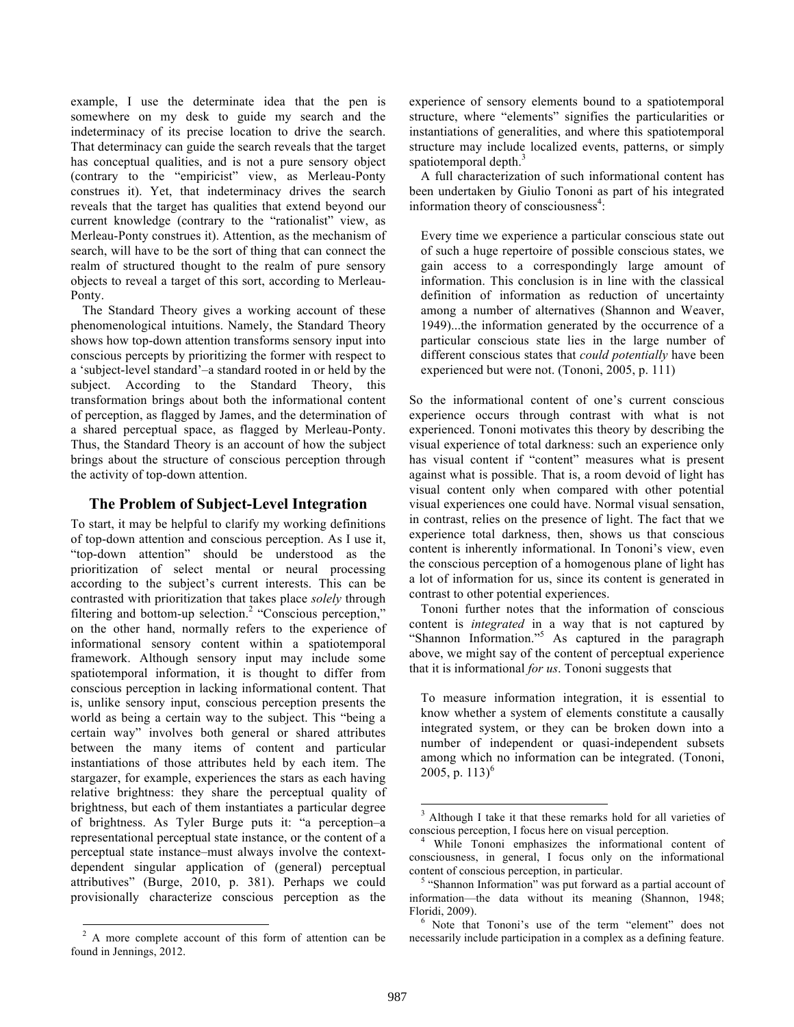example, I use the determinate idea that the pen is somewhere on my desk to guide my search and the indeterminacy of its precise location to drive the search. That determinacy can guide the search reveals that the target has conceptual qualities, and is not a pure sensory object (contrary to the "empiricist" view, as Merleau-Ponty construes it). Yet, that indeterminacy drives the search reveals that the target has qualities that extend beyond our current knowledge (contrary to the "rationalist" view, as Merleau-Ponty construes it). Attention, as the mechanism of search, will have to be the sort of thing that can connect the realm of structured thought to the realm of pure sensory objects to reveal a target of this sort, according to Merleau-Ponty.

The Standard Theory gives a working account of these phenomenological intuitions. Namely, the Standard Theory shows how top-down attention transforms sensory input into conscious percepts by prioritizing the former with respect to a 'subject-level standard'–a standard rooted in or held by the subject. According to the Standard Theory, this transformation brings about both the informational content of perception, as flagged by James, and the determination of a shared perceptual space, as flagged by Merleau-Ponty. Thus, the Standard Theory is an account of how the subject brings about the structure of conscious perception through the activity of top-down attention.

## The Problem of Subject-Level Integration

To start, it may be helpful to clarify my working definitions of top-down attention and conscious perception. As I use it, "top-down attention" should be understood as the prioritization of select mental or neural processing according to the subject's current interests. This can be contrasted with prioritization that takes place *solely* through filtering and bottom-up selection.[2] "Conscious perception," on the other hand, normally refers to the experience of informational sensory content within a spatiotemporal framework. Although sensory input may include some spatiotemporal information, it is thought to differ from conscious perception in lacking informational content. That is, unlike sensory input, conscious perception presents the world as being a certain way to the subject. This "being a certain way" involves both general or shared attributes between the many items of content and particular instantiations of those attributes held by each item. The stargazer, for example, experiences the stars as each having relative brightness: they share the perceptual quality of brightness, but each of them instantiates a particular degree of brightness. As Tyler Burge puts it: "a perception–a representational perceptual state instance, or the content of a perceptual state instance–must always involve the context-dependent singular application of (general) perceptual attributives" (Burge, 2010, p. 381). Perhaps we could provisionally characterize conscious perception as the experience of sensory elements bound to a spatiotemporal structure, where "elements" signifies the particularities or instantiations of generalities, and where this spatiotemporal structure may include localized events, patterns, or simply spatiotemporal depth.[3]

A full characterization of such informational content has been undertaken by Giulio Tononi as part of his integrated information theory of consciousness[4]:

> Every time we experience a particular conscious state out of such a huge repertoire of possible conscious states, we gain access to a correspondingly large amount of information. This conclusion is in line with the classical definition of information as reduction of uncertainty among a number of alternatives (Shannon and Weaver, 1949)...the information generated by the occurrence of a particular conscious state lies in the large number of different conscious states that *could potentially* have been experienced but were not. (Tononi, 2005, p. 111)

So the informational content of one's current conscious experience occurs through contrast with what is not experienced. Tononi motivates this theory by describing the visual experience of total darkness: such an experience only has visual content if "content" measures what is present against what is possible. That is, a room devoid of light has visual content only when compared with other potential visual experiences one could have. Normal visual sensation, in contrast, relies on the presence of light. The fact that we experience total darkness, then, shows us that conscious content is inherently informational. In Tononi's view, even the conscious perception of a homogenous plane of light has a lot of information for us, since its content is generated in contrast to other potential experiences.

Tononi further notes that the information of conscious content is *integrated* in a way that is not captured by "Shannon Information."[5] As captured in the paragraph above, we might say of the content of perceptual experience that it is informational *for us*. Tononi suggests that

> To measure information integration, it is essential to know whether a system of elements constitute a causally integrated system, or they can be broken down into a number of independent or quasi-independent subsets among which no information can be integrated. (Tononi, 2005, p. 113)[6]

---

[2] A more complete account of this form of attention can be found in Jennings, 2012.

[3] Although I take it that these remarks hold for all varieties of conscious perception, I focus here on visual perception.

[4] While Tononi emphasizes the informational content of consciousness, in general, I focus only on the informational content of conscious perception, in particular.

[5] "Shannon Information" was put forward as a partial account of information—the data without its meaning (Shannon, 1948; Floridi, 2009).

[6] Note that Tononi's use of the term "element" does not necessarily include participation in a complex as a defining feature.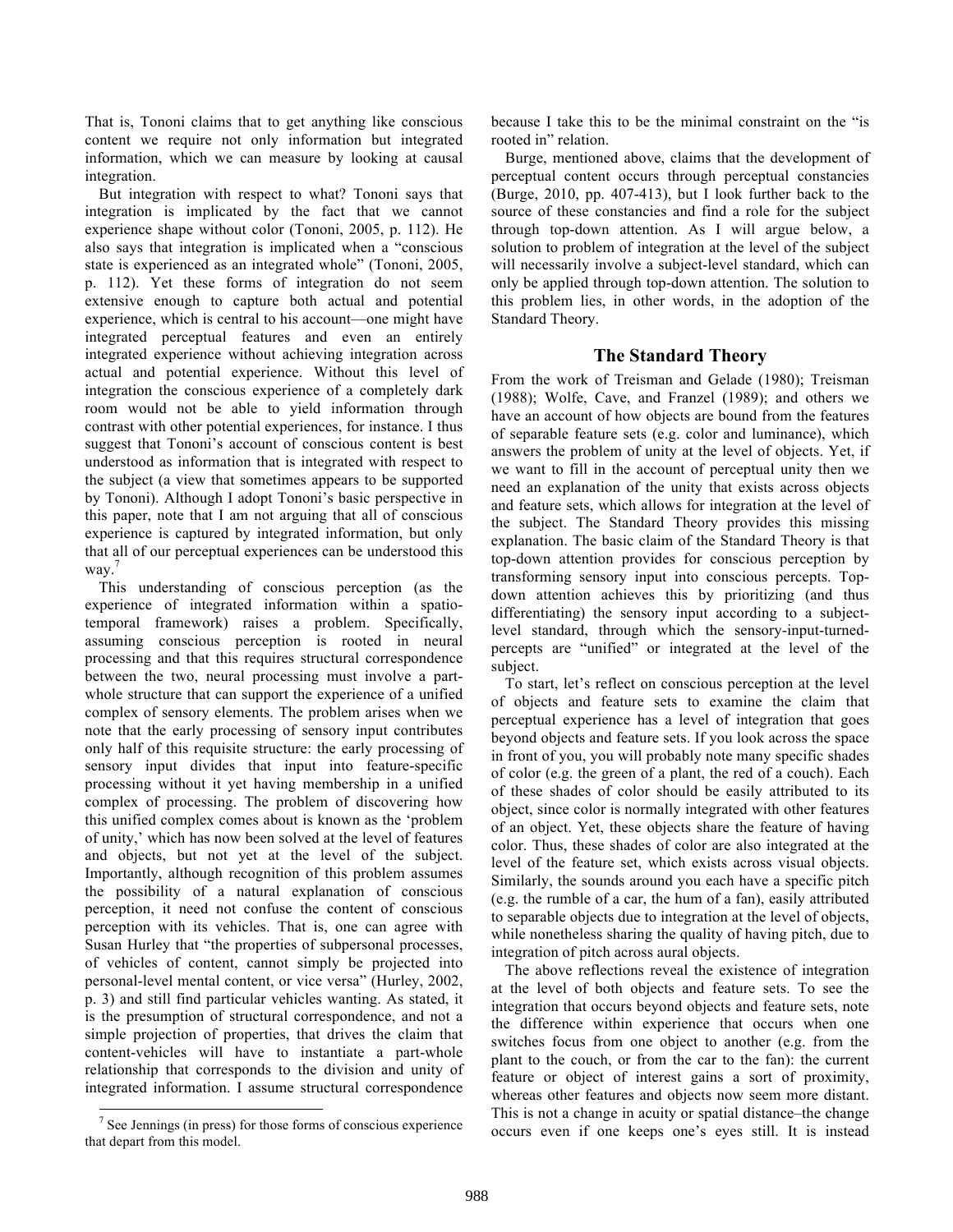That is, Tononi claims that to get anything like conscious content we require not only information but integrated information, which we can measure by looking at causal integration.

But integration with respect to what? Tononi says that integration is implicated by the fact that we cannot experience shape without color (Tononi, 2005, p. 112). He also says that integration is implicated when a "conscious state is experienced as an integrated whole" (Tononi, 2005, p. 112). Yet these forms of integration do not seem extensive enough to capture both actual and potential experience, which is central to his account—one might have integrated perceptual features and even an entirely integrated experience without achieving integration across actual and potential experience. Without this level of integration the conscious experience of a completely dark room would not be able to yield information through contrast with other potential experiences, for instance. I thus suggest that Tononi's account of conscious content is best understood as information that is integrated with respect to the subject (a view that sometimes appears to be supported by Tononi). Although I adopt Tononi's basic perspective in this paper, note that I am not arguing that all of conscious experience is captured by integrated information, but only that all of our perceptual experiences can be understood this way.[7]

This understanding of conscious perception (as the experience of integrated information within a spatio-temporal framework) raises a problem. Specifically, assuming conscious perception is rooted in neural processing and that this requires structural correspondence between the two, neural processing must involve a part-whole structure that can support the experience of a unified complex of sensory elements. The problem arises when we note that the early processing of sensory input contributes only half of this requisite structure: the early processing of sensory input divides that input into feature-specific processing without it yet having membership in a unified complex of processing. The problem of discovering how this unified complex comes about is known as the 'problem of unity,' which has now been solved at the level of features and objects, but not yet at the level of the subject. Importantly, although recognition of this problem assumes the possibility of a natural explanation of conscious perception, it need not confuse the content of conscious perception with its vehicles. That is, one can agree with Susan Hurley that "the properties of subpersonal processes, of vehicles of content, cannot simply be projected into personal-level mental content, or vice versa" (Hurley, 2002, p. 3) and still find particular vehicles wanting. As stated, it is the presumption of structural correspondence, and not a simple projection of properties, that drives the claim that content-vehicles will have to instantiate a part-whole relationship that corresponds to the division and unity of integrated information. I assume structural correspondence because I take this to be the minimal constraint on the "is rooted in" relation.

Burge, mentioned above, claims that the development of perceptual content occurs through perceptual constancies (Burge, 2010, pp. 407-413), but I look further back to the source of these constancies and find a role for the subject through top-down attention. As I will argue below, a solution to problem of integration at the level of the subject will necessarily involve a subject-level standard, which can only be applied through top-down attention. The solution to this problem lies, in other words, in the adoption of the Standard Theory.

## The Standard Theory

From the work of Treisman and Gelade (1980); Treisman (1988); Wolfe, Cave, and Franzel (1989); and others we have an account of how objects are bound from the features of separable feature sets (e.g. color and luminance), which answers the problem of unity at the level of objects. Yet, if we want to fill in the account of perceptual unity then we need an explanation of the unity that exists across objects and feature sets, which allows for integration at the level of the subject. The Standard Theory provides this missing explanation. The basic claim of the Standard Theory is that top-down attention provides for conscious perception by transforming sensory input into conscious percepts. Top-down attention achieves this by prioritizing (and thus differentiating) the sensory input according to a subject-level standard, through which the sensory-input-turned-percepts are "unified" or integrated at the level of the subject.

To start, let's reflect on conscious perception at the level of objects and feature sets to examine the claim that perceptual experience has a level of integration that goes beyond objects and feature sets. If you look across the space in front of you, you will probably note many specific shades of color (e.g. the green of a plant, the red of a couch). Each of these shades of color should be easily attributed to its object, since color is normally integrated with other features of an object. Yet, these objects share the feature of having color. Thus, these shades of color are also integrated at the level of the feature set, which exists across visual objects. Similarly, the sounds around you each have a specific pitch (e.g. the rumble of a car, the hum of a fan), easily attributed to separable objects due to integration at the level of objects, while nonetheless sharing the quality of having pitch, due to integration of pitch across aural objects.

The above reflections reveal the existence of integration at the level of both objects and feature sets. To see the integration that occurs beyond objects and feature sets, note the difference within experience that occurs when one switches focus from one object to another (e.g. from the plant to the couch, or from the car to the fan): the current feature or object of interest gains a sort of proximity, whereas other features and objects now seem more distant. This is not a change in acuity or spatial distance–the change occurs even if one keeps one's eyes still. It is instead

[7] See Jennings (in press) for those forms of conscious experience that depart from this model.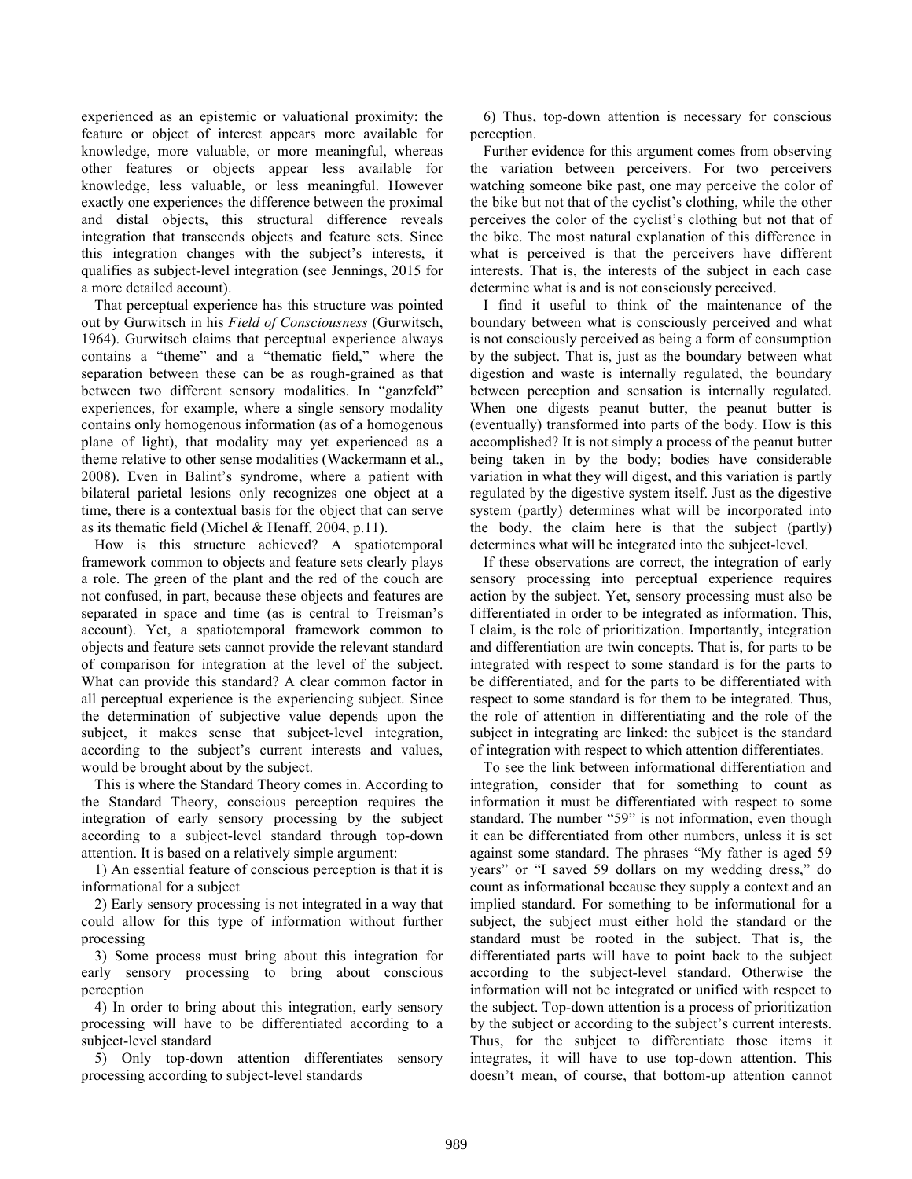experienced as an epistemic or valuational proximity: the feature or object of interest appears more available for knowledge, more valuable, or more meaningful, whereas other features or objects appear less available for knowledge, less valuable, or less meaningful. However exactly one experiences the difference between the proximal and distal objects, this structural difference reveals integration that transcends objects and feature sets. Since this integration changes with the subject's interests, it qualifies as subject-level integration (see Jennings, 2015 for a more detailed account).

That perceptual experience has this structure was pointed out by Gurwitsch in his *Field of Consciousness* (Gurwitsch, 1964). Gurwitsch claims that perceptual experience always contains a "theme" and a "thematic field," where the separation between these can be as rough-grained as that between two different sensory modalities. In "ganzfeld" experiences, for example, where a single sensory modality contains only homogenous information (as of a homogenous plane of light), that modality may yet experienced as a theme relative to other sense modalities (Wackermann et al., 2008). Even in Balint's syndrome, where a patient with bilateral parietal lesions only recognizes one object at a time, there is a contextual basis for the object that can serve as its thematic field (Michel & Henaff, 2004, p.11).

How is this structure achieved? A spatiotemporal framework common to objects and feature sets clearly plays a role. The green of the plant and the red of the couch are not confused, in part, because these objects and features are separated in space and time (as is central to Treisman's account). Yet, a spatiotemporal framework common to objects and feature sets cannot provide the relevant standard of comparison for integration at the level of the subject. What can provide this standard? A clear common factor in all perceptual experience is the experiencing subject. Since the determination of subjective value depends upon the subject, it makes sense that subject-level integration, according to the subject's current interests and values, would be brought about by the subject.

This is where the Standard Theory comes in. According to the Standard Theory, conscious perception requires the integration of early sensory processing by the subject according to a subject-level standard through top-down attention. It is based on a relatively simple argument:

1) An essential feature of conscious perception is that it is informational for a subject

2) Early sensory processing is not integrated in a way that could allow for this type of information without further processing

3) Some process must bring about this integration for early sensory processing to bring about conscious perception

4) In order to bring about this integration, early sensory processing will have to be differentiated according to a subject-level standard

5) Only top-down attention differentiates sensory processing according to subject-level standards

6) Thus, top-down attention is necessary for conscious perception.

Further evidence for this argument comes from observing the variation between perceivers. For two perceivers watching someone bike past, one may perceive the color of the bike but not that of the cyclist's clothing, while the other perceives the color of the cyclist's clothing but not that of the bike. The most natural explanation of this difference in what is perceived is that the perceivers have different interests. That is, the interests of the subject in each case determine what is and is not consciously perceived.

I find it useful to think of the maintenance of the boundary between what is consciously perceived and what is not consciously perceived as being a form of consumption by the subject. That is, just as the boundary between what digestion and waste is internally regulated, the boundary between perception and sensation is internally regulated. When one digests peanut butter, the peanut butter is (eventually) transformed into parts of the body. How is this accomplished? It is not simply a process of the peanut butter being taken in by the body; bodies have considerable variation in what they will digest, and this variation is partly regulated by the digestive system itself. Just as the digestive system (partly) determines what will be incorporated into the body, the claim here is that the subject (partly) determines what will be integrated into the subject-level.

If these observations are correct, the integration of early sensory processing into perceptual experience requires action by the subject. Yet, sensory processing must also be differentiated in order to be integrated as information. This, I claim, is the role of prioritization. Importantly, integration and differentiation are twin concepts. That is, for parts to be integrated with respect to some standard is for the parts to be differentiated, and for the parts to be differentiated with respect to some standard is for them to be integrated. Thus, the role of attention in differentiating and the role of the subject in integrating are linked: the subject is the standard of integration with respect to which attention differentiates.

To see the link between informational differentiation and integration, consider that for something to count as information it must be differentiated with respect to some standard. The number "59" is not information, even though it can be differentiated from other numbers, unless it is set against some standard. The phrases "My father is aged 59 years" or "I saved 59 dollars on my wedding dress," do count as informational because they supply a context and an implied standard. For something to be informational for a subject, the subject must either hold the standard or the standard must be rooted in the subject. That is, the differentiated parts will have to point back to the subject according to the subject-level standard. Otherwise the information will not be integrated or unified with respect to the subject. Top-down attention is a process of prioritization by the subject or according to the subject's current interests. Thus, for the subject to differentiate those items it integrates, it will have to use top-down attention. This doesn't mean, of course, that bottom-up attention cannot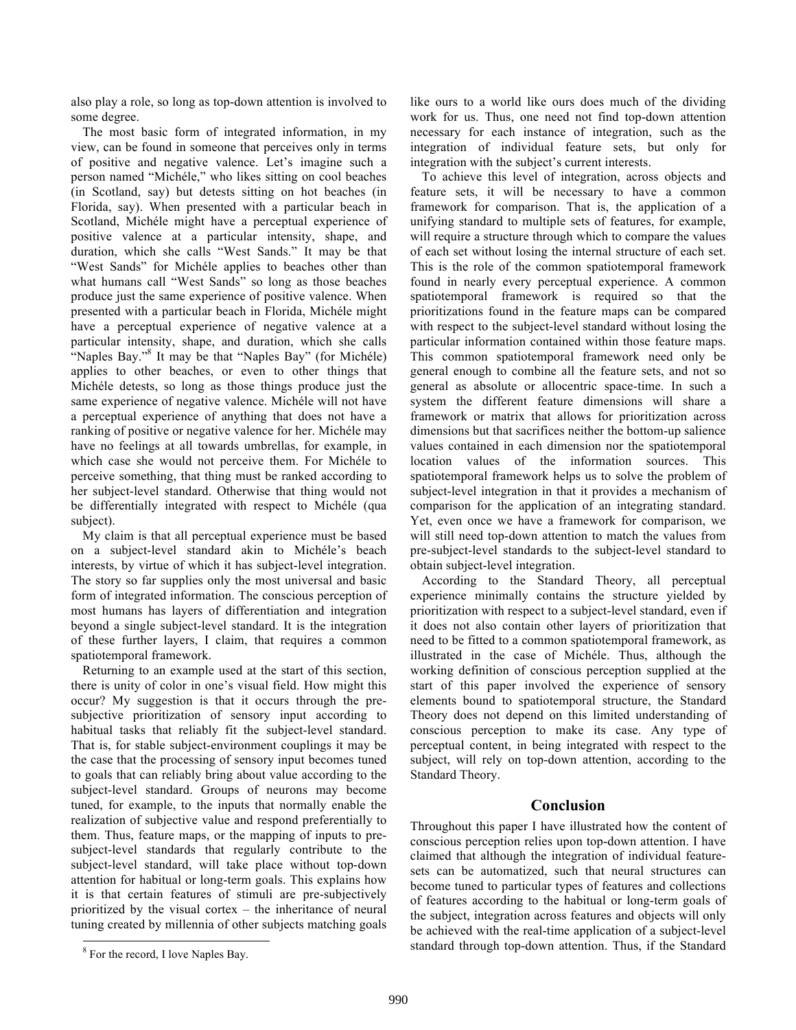also play a role, so long as top-down attention is involved to some degree.

The most basic form of integrated information, in my view, can be found in someone that perceives only in terms of positive and negative valence. Let's imagine such a person named "Michéle," who likes sitting on cool beaches (in Scotland, say) but detests sitting on hot beaches (in Florida, say). When presented with a particular beach in Scotland, Michéle might have a perceptual experience of positive valence at a particular intensity, shape, and duration, which she calls "West Sands." It may be that "West Sands" for Michéle applies to beaches other than what humans call "West Sands" so long as those beaches produce just the same experience of positive valence. When presented with a particular beach in Florida, Michéle might have a perceptual experience of negative valence at a particular intensity, shape, and duration, which she calls "Naples Bay."[8] It may be that "Naples Bay" (for Michéle) applies to other beaches, or even to other things that Michéle detests, so long as those things produce just the same experience of negative valence. Michéle will not have a perceptual experience of anything that does not have a ranking of positive or negative valence for her. Michéle may have no feelings at all towards umbrellas, for example, in which case she would not perceive them. For Michéle to perceive something, that thing must be ranked according to her subject-level standard. Otherwise that thing would not be differentially integrated with respect to Michéle (qua subject).

My claim is that all perceptual experience must be based on a subject-level standard akin to Michéle's beach interests, by virtue of which it has subject-level integration. The story so far supplies only the most universal and basic form of integrated information. The conscious perception of most humans has layers of differentiation and integration beyond a single subject-level standard. It is the integration of these further layers, I claim, that requires a common spatiotemporal framework.

Returning to an example used at the start of this section, there is unity of color in one's visual field. How might this occur? My suggestion is that it occurs through the pre-subjective prioritization of sensory input according to habitual tasks that reliably fit the subject-level standard. That is, for stable subject-environment couplings it may be the case that the processing of sensory input becomes tuned to goals that can reliably bring about value according to the subject-level standard. Groups of neurons may become tuned, for example, to the inputs that normally enable the realization of subjective value and respond preferentially to them. Thus, feature maps, or the mapping of inputs to pre-subject-level standards that regularly contribute to the subject-level standard, will take place without top-down attention for habitual or long-term goals. This explains how it is that certain features of stimuli are pre-subjectively prioritized by the visual cortex – the inheritance of neural tuning created by millennia of other subjects matching goals like ours to a world like ours does much of the dividing work for us. Thus, one need not find top-down attention necessary for each instance of integration, such as the integration of individual feature sets, but only for integration with the subject's current interests.

To achieve this level of integration, across objects and feature sets, it will be necessary to have a common framework for comparison. That is, the application of a unifying standard to multiple sets of features, for example, will require a structure through which to compare the values of each set without losing the internal structure of each set. This is the role of the common spatiotemporal framework found in nearly every perceptual experience. A common spatiotemporal framework is required so that the prioritizations found in the feature maps can be compared with respect to the subject-level standard without losing the particular information contained within those feature maps. This common spatiotemporal framework need only be general enough to combine all the feature sets, and not so general as absolute or allocentric space-time. In such a system the different feature dimensions will share a framework or matrix that allows for prioritization across dimensions but that sacrifices neither the bottom-up salience values contained in each dimension nor the spatiotemporal location values of the information sources. This spatiotemporal framework helps us to solve the problem of subject-level integration in that it provides a mechanism of comparison for the application of an integrating standard. Yet, even once we have a framework for comparison, we will still need top-down attention to match the values from pre-subject-level standards to the subject-level standard to obtain subject-level integration.

According to the Standard Theory, all perceptual experience minimally contains the structure yielded by prioritization with respect to a subject-level standard, even if it does not also contain other layers of prioritization that need to be fitted to a common spatiotemporal framework, as illustrated in the case of Michéle. Thus, although the working definition of conscious perception supplied at the start of this paper involved the experience of sensory elements bound to spatiotemporal structure, the Standard Theory does not depend on this limited understanding of conscious perception to make its case. Any type of perceptual content, in being integrated with respect to the subject, will rely on top-down attention, according to the Standard Theory.

## Conclusion

Throughout this paper I have illustrated how the content of conscious perception relies upon top-down attention. I have claimed that although the integration of individual feature-sets can be automatized, such that neural structures can become tuned to particular types of features and collections of features according to the habitual or long-term goals of the subject, integration across features and objects will only be achieved with the real-time application of a subject-level standard through top-down attention. Thus, if the Standard

[8] For the record, I love Naples Bay.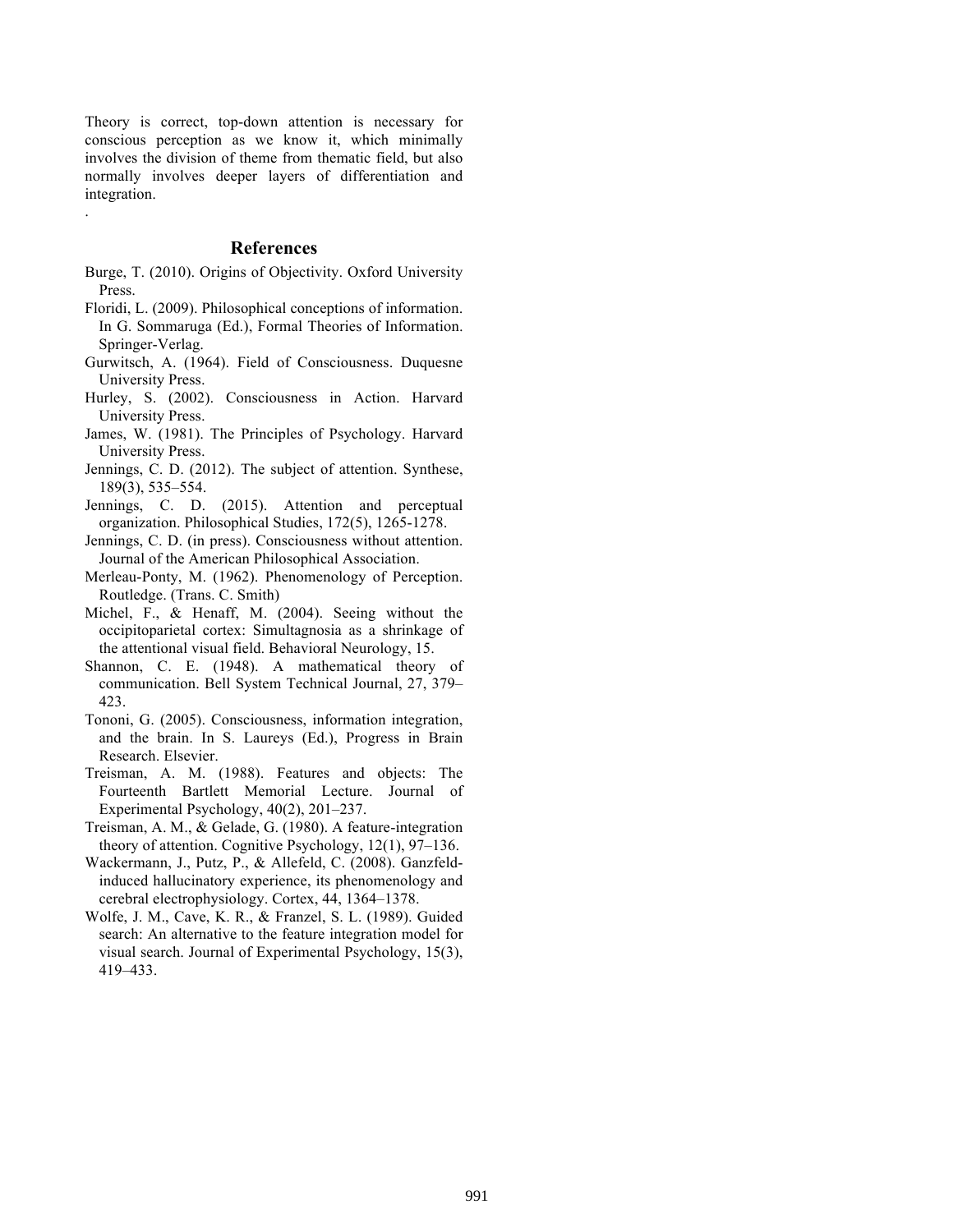Theory is correct, top-down attention is necessary for conscious perception as we know it, which minimally involves the division of theme from thematic field, but also normally involves deeper layers of differentiation and integration.

.

## References

Burge, T. (2010). Origins of Objectivity. Oxford University Press.

Floridi, L. (2009). Philosophical conceptions of information. In G. Sommaruga (Ed.), Formal Theories of Information. Springer-Verlag.

Gurwitsch, A. (1964). Field of Consciousness. Duquesne University Press.

Hurley, S. (2002). Consciousness in Action. Harvard University Press.

James, W. (1981). The Principles of Psychology. Harvard University Press.

Jennings, C. D. (2012). The subject of attention. Synthese, 189(3), 535–554.

Jennings, C. D. (2015). Attention and perceptual organization. Philosophical Studies, 172(5), 1265-1278.

Jennings, C. D. (in press). Consciousness without attention. Journal of the American Philosophical Association.

Merleau-Ponty, M. (1962). Phenomenology of Perception. Routledge. (Trans. C. Smith)

Michel, F., & Henaff, M. (2004). Seeing without the occipitoparietal cortex: Simultagnosia as a shrinkage of the attentional visual field. Behavioral Neurology, 15.

Shannon, C. E. (1948). A mathematical theory of communication. Bell System Technical Journal, 27, 379–423.

Tononi, G. (2005). Consciousness, information integration, and the brain. In S. Laureys (Ed.), Progress in Brain Research. Elsevier.

Treisman, A. M. (1988). Features and objects: The Fourteenth Bartlett Memorial Lecture. Journal of Experimental Psychology, 40(2), 201–237.

Treisman, A. M., & Gelade, G. (1980). A feature-integration theory of attention. Cognitive Psychology, 12(1), 97–136.

Wackermann, J., Putz, P., & Allefeld, C. (2008). Ganzfeld-induced hallucinatory experience, its phenomenology and cerebral electrophysiology. Cortex, 44, 1364–1378.

Wolfe, J. M., Cave, K. R., & Franzel, S. L. (1989). Guided search: An alternative to the feature integration model for visual search. Journal of Experimental Psychology, 15(3), 419–433.